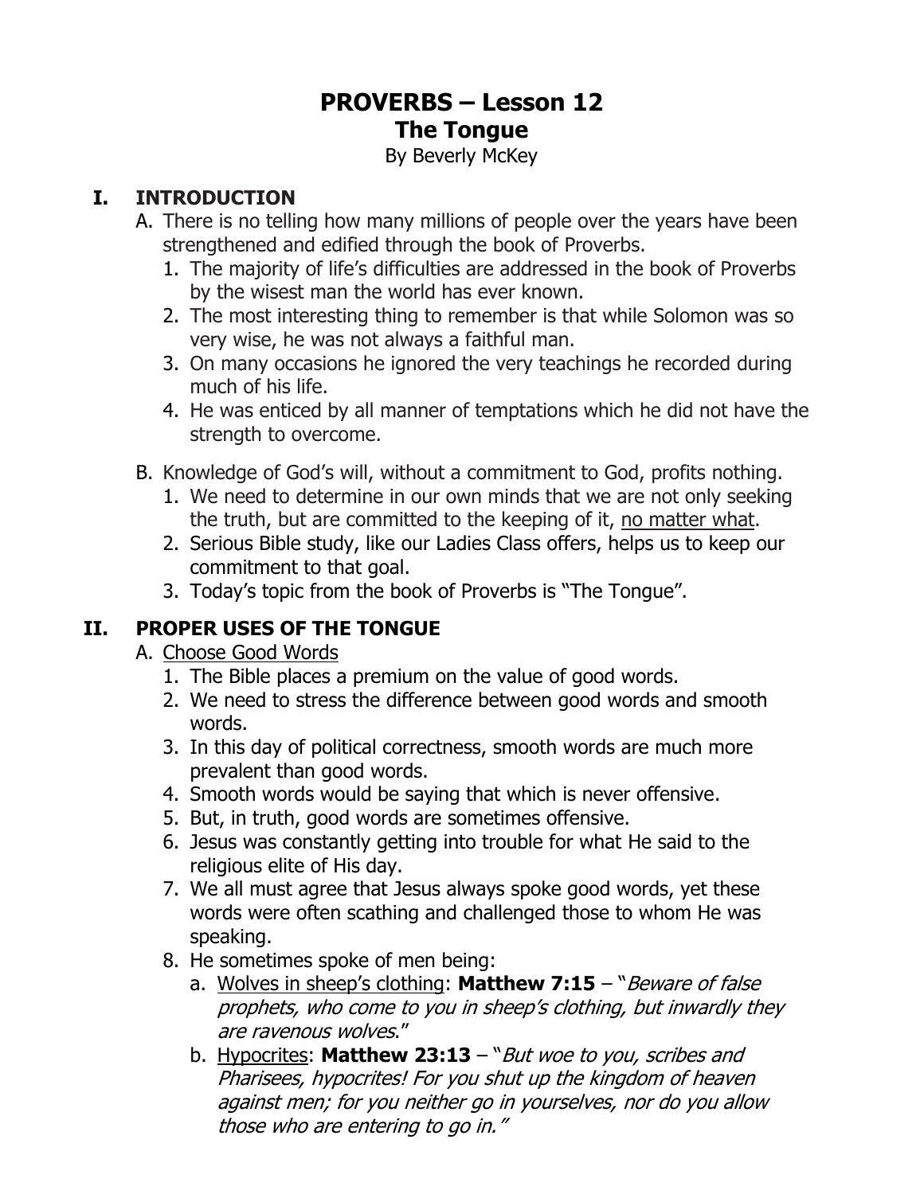# PROVERBS – Lesson 12
## The Tongue

By Beverly McKey

## I. INTRODUCTION

A. There is no telling how many millions of people over the years have been strengthened and edified through the book of Proverbs.
   1. The majority of life's difficulties are addressed in the book of Proverbs by the wisest man the world has ever known.
   2. The most interesting thing to remember is that while Solomon was so very wise, he was not always a faithful man.
   3. On many occasions he ignored the very teachings he recorded during much of his life.
   4. He was enticed by all manner of temptations which he did not have the strength to overcome.

B. Knowledge of God's will, without a commitment to God, profits nothing.
   1. We need to determine in our own minds that we are not only seeking the truth, but are committed to the keeping of it, <u>no matter what</u>.
   2. Serious Bible study, like our Ladies Class offers, helps us to keep our commitment to that goal.
   3. Today's topic from the book of Proverbs is "The Tongue".

## II. PROPER USES OF THE TONGUE

A. <u>Choose Good Words</u>
   1. The Bible places a premium on the value of good words.
   2. We need to stress the difference between good words and smooth words.
   3. In this day of political correctness, smooth words are much more prevalent than good words.
   4. Smooth words would be saying that which is never offensive.
   5. But, in truth, good words are sometimes offensive.
   6. Jesus was constantly getting into trouble for what He said to the religious elite of His day.
   7. We all must agree that Jesus always spoke good words, yet these words were often scathing and challenged those to whom He was speaking.
   8. He sometimes spoke of men being:
      a. <u>Wolves in sheep's clothing</u>: **Matthew 7:15** – "*Beware of false prophets, who come to you in sheep's clothing, but inwardly they are ravenous wolves*."
      b. <u>Hypocrites</u>: **Matthew 23:13** – "*But woe to you, scribes and Pharisees, hypocrites! For you shut up the kingdom of heaven against men; for you neither go in yourselves, nor do you allow those who are entering to go in.*"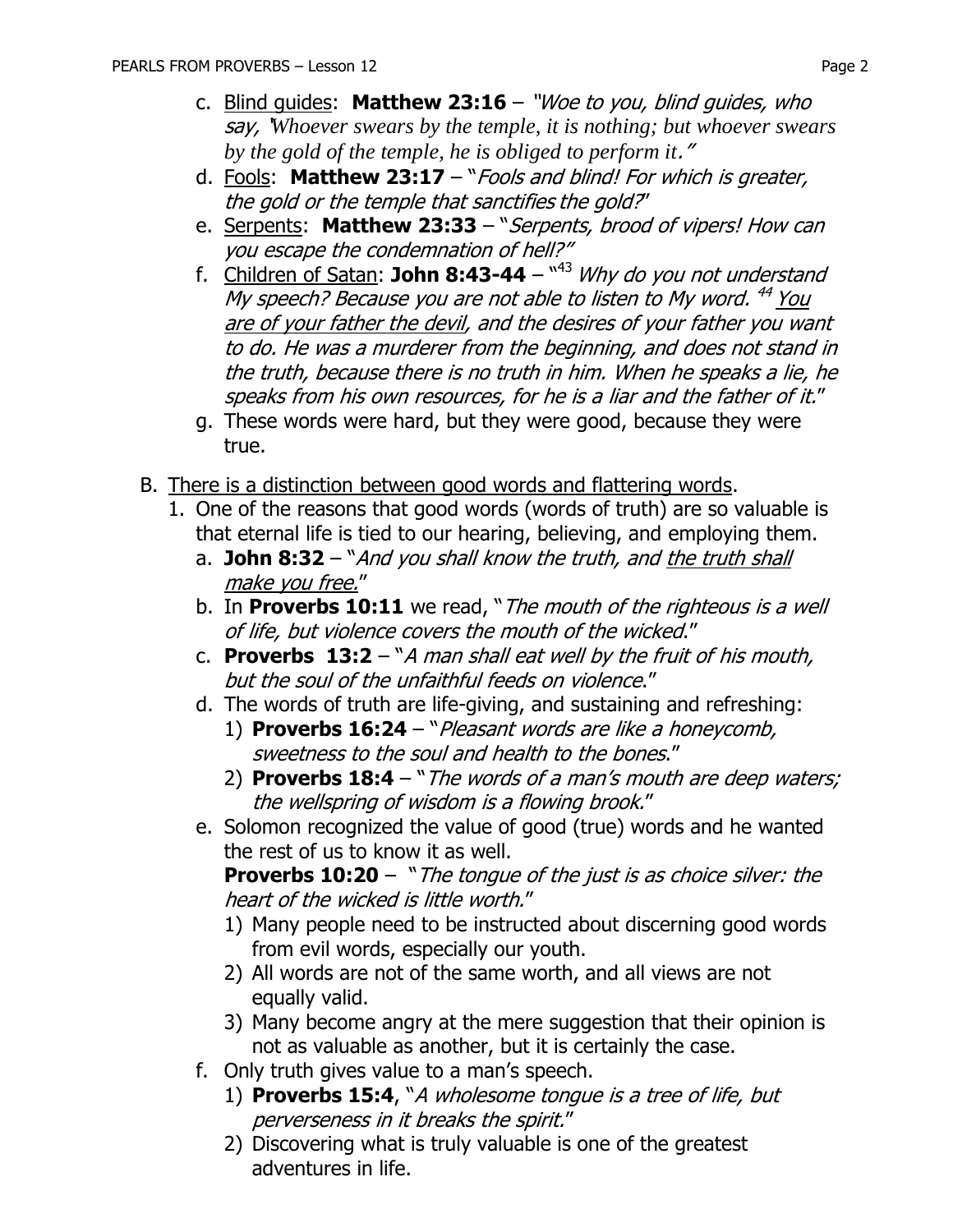c. Blind guides: **Matthew 23:16** – "*Woe to you, blind guides, who say, 'Whoever swears by the temple, it is nothing; but whoever swears by the gold of the temple, he is obliged to perform it.'*"

d. Fools: **Matthew 23:17** – "*Fools and blind! For which is greater, the gold or the temple that sanctifies the gold?*"

e. Serpents: **Matthew 23:33** – "*Serpents, brood of vipers! How can you escape the condemnation of hell?*"

f. Children of Satan: **John 8:43-44** – "[43] *Why do you not understand My speech? Because you are not able to listen to My word.* [44] *You are of your father the devil, and the desires of your father you want to do. He was a murderer from the beginning, and does not stand in the truth, because there is no truth in him. When he speaks a lie, he speaks from his own resources, for he is a liar and the father of it.*"

g. These words were hard, but they were good, because they were true.

B. There is a distinction between good words and flattering words.

1. One of the reasons that good words (words of truth) are so valuable is that eternal life is tied to our hearing, believing, and employing them.

   a. **John 8:32** – "*And you shall know the truth, and the truth shall make you free.*"

   b. In **Proverbs 10:11** we read, "*The mouth of the righteous is a well of life, but violence covers the mouth of the wicked*."

   c. **Proverbs 13:2** – "*A man shall eat well by the fruit of his mouth, but the soul of the unfaithful feeds on violence*."

   d. The words of truth are life-giving, and sustaining and refreshing:

      1) **Proverbs 16:24** – "*Pleasant words are like a honeycomb, sweetness to the soul and health to the bones*."

      2) **Proverbs 18:4** – "*The words of a man's mouth are deep waters; the wellspring of wisdom is a flowing brook.*"

   e. Solomon recognized the value of good (true) words and he wanted the rest of us to know it as well.
   **Proverbs 10:20** – "*The tongue of the just is as choice silver: the heart of the wicked is little worth.*"

      1) Many people need to be instructed about discerning good words from evil words, especially our youth.

      2) All words are not of the same worth, and all views are not equally valid.

      3) Many become angry at the mere suggestion that their opinion is not as valuable as another, but it is certainly the case.

   f. Only truth gives value to a man's speech.

      1) **Proverbs 15:4**, "*A wholesome tongue is a tree of life, but perverseness in it breaks the spirit.*"

      2) Discovering what is truly valuable is one of the greatest adventures in life.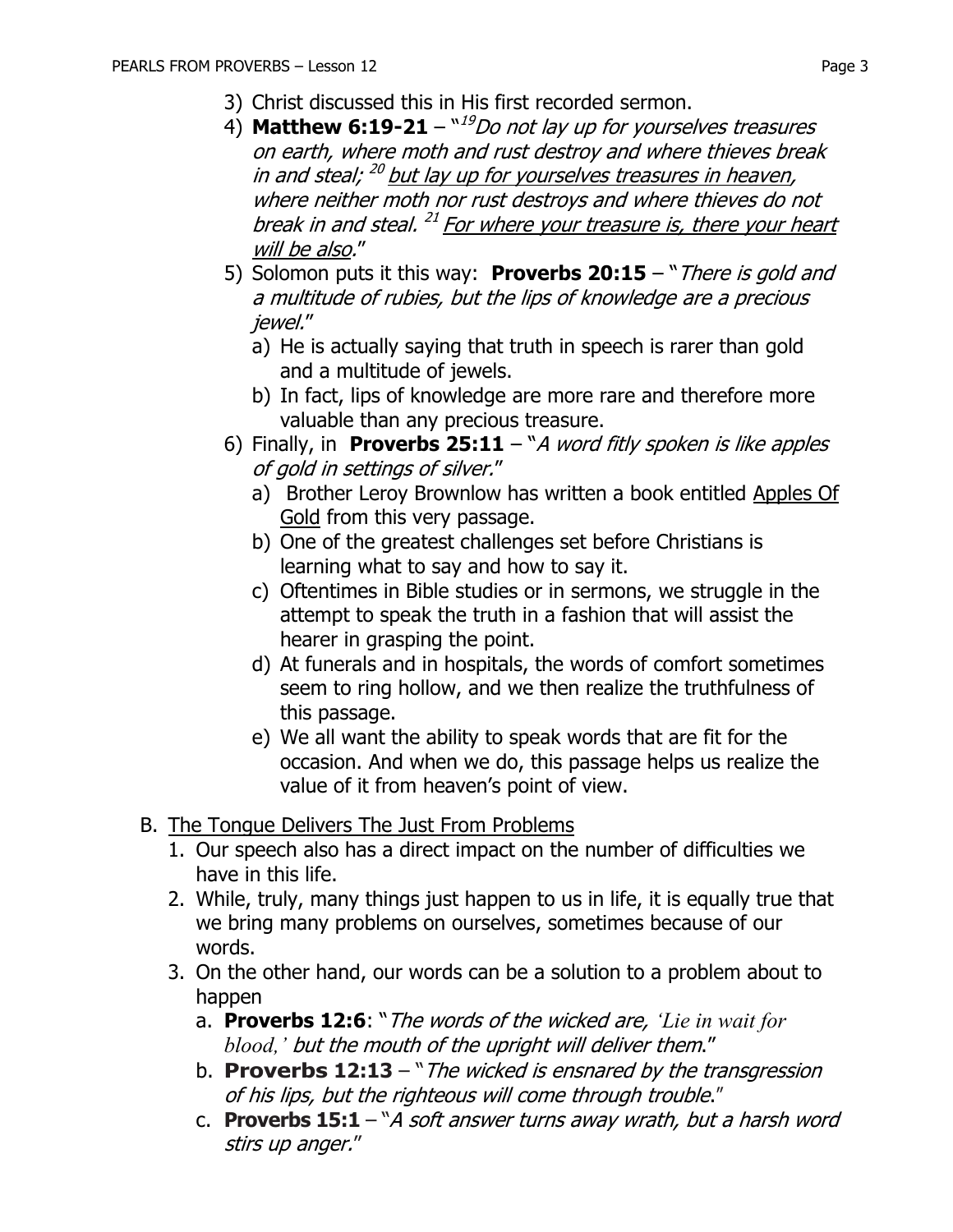3) Christ discussed this in His first recorded sermon.
4) **Matthew 6:19-21** – "[19]*Do not lay up for yourselves treasures on earth, where moth and rust destroy and where thieves break in and steal;* [20] *<u>but lay up for yourselves treasures in heaven</u>, where neither moth nor rust destroys and where thieves do not break in and steal.* [21] *<u>For where your treasure is, there your heart will be also</u>.*"
5) Solomon puts it this way: **Proverbs 20:15** – "*There is gold and a multitude of rubies, but the lips of knowledge are a precious jewel.*"
   a) He is actually saying that truth in speech is rarer than gold and a multitude of jewels.
   b) In fact, lips of knowledge are more rare and therefore more valuable than any precious treasure.
6) Finally, in **Proverbs 25:11** – "*A word fitly spoken is like apples of gold in settings of silver.*"
   a) Brother Leroy Brownlow has written a book entitled <u>Apples Of Gold</u> from this very passage.
   b) One of the greatest challenges set before Christians is learning what to say and how to say it.
   c) Oftentimes in Bible studies or in sermons, we struggle in the attempt to speak the truth in a fashion that will assist the hearer in grasping the point.
   d) At funerals and in hospitals, the words of comfort sometimes seem to ring hollow, and we then realize the truthfulness of this passage.
   e) We all want the ability to speak words that are fit for the occasion. And when we do, this passage helps us realize the value of it from heaven's point of view.

B. <u>The Tongue Delivers The Just From Problems</u>
   1. Our speech also has a direct impact on the number of difficulties we have in this life.
   2. While, truly, many things just happen to us in life, it is equally true that we bring many problems on ourselves, sometimes because of our words.
   3. On the other hand, our words can be a solution to a problem about to happen
      a. **Proverbs 12:6**: "*The words of the wicked are, 'Lie in wait for blood,' but the mouth of the upright will deliver them.*"
      b. **Proverbs 12:13** – "*The wicked is ensnared by the transgression of his lips, but the righteous will come through trouble.*"
      c. **Proverbs 15:1** – "*A soft answer turns away wrath, but a harsh word stirs up anger.*"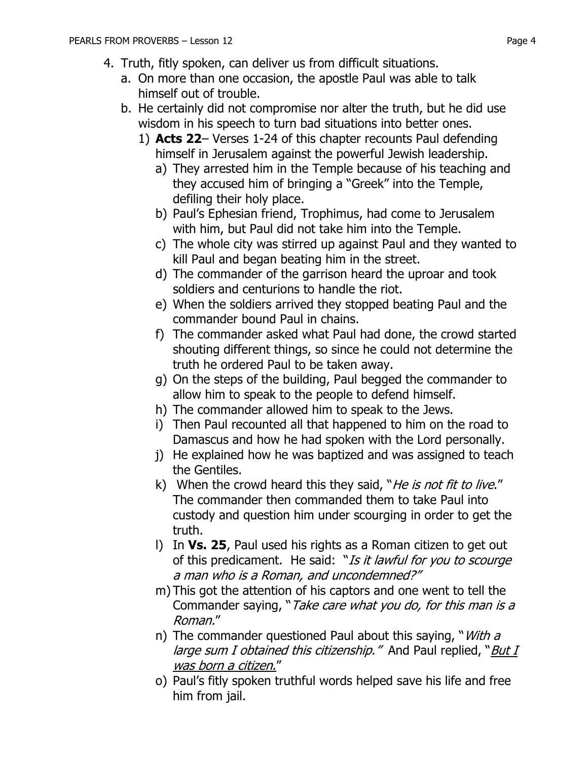4. Truth, fitly spoken, can deliver us from difficult situations.
   a. On more than one occasion, the apostle Paul was able to talk himself out of trouble.
   b. He certainly did not compromise nor alter the truth, but he did use wisdom in his speech to turn bad situations into better ones.
      1) **Acts 22**– Verses 1-24 of this chapter recounts Paul defending himself in Jerusalem against the powerful Jewish leadership.
         a) They arrested him in the Temple because of his teaching and they accused him of bringing a "Greek" into the Temple, defiling their holy place.
         b) Paul's Ephesian friend, Trophimus, had come to Jerusalem with him, but Paul did not take him into the Temple.
         c) The whole city was stirred up against Paul and they wanted to kill Paul and began beating him in the street.
         d) The commander of the garrison heard the uproar and took soldiers and centurions to handle the riot.
         e) When the soldiers arrived they stopped beating Paul and the commander bound Paul in chains.
         f) The commander asked what Paul had done, the crowd started shouting different things, so since he could not determine the truth he ordered Paul to be taken away.
         g) On the steps of the building, Paul begged the commander to allow him to speak to the people to defend himself.
         h) The commander allowed him to speak to the Jews.
         i) Then Paul recounted all that happened to him on the road to Damascus and how he had spoken with the Lord personally.
         j) He explained how he was baptized and was assigned to teach the Gentiles.
         k) When the crowd heard this they said, "*He is not fit to live*." The commander then commanded them to take Paul into custody and question him under scourging in order to get the truth.
         l) In **Vs. 25**, Paul used his rights as a Roman citizen to get out of this predicament. He said: "*Is it lawful for you to scourge a man who is a Roman, and uncondemned?"*
         m) This got the attention of his captors and one went to tell the Commander saying, "*Take care what you do, for this man is a Roman.*"
         n) The commander questioned Paul about this saying, "*With a large sum I obtained this citizenship."* And Paul replied, "*<u>But I was born a citizen.</u>*"
         o) Paul's fitly spoken truthful words helped save his life and free him from jail.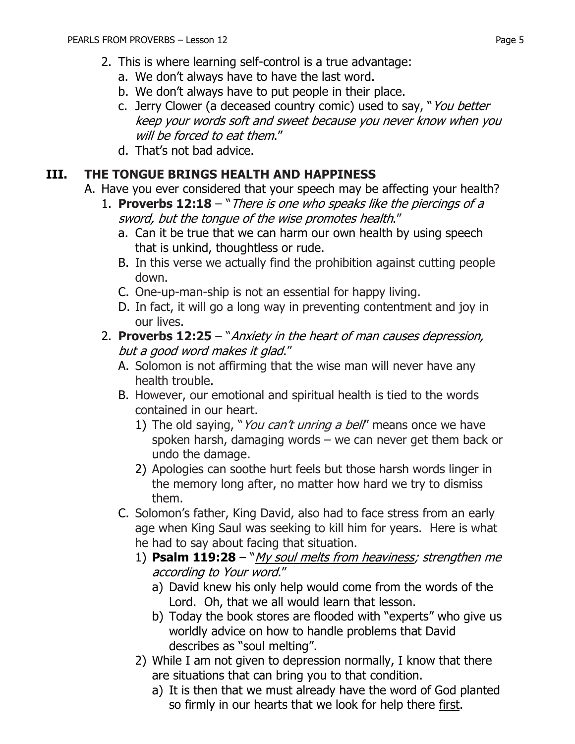2. This is where learning self-control is a true advantage:
   a. We don't always have to have the last word.
   b. We don't always have to put people in their place.
   c. Jerry Clower (a deceased country comic) used to say, "*You better keep your words soft and sweet because you never know when you will be forced to eat them*."
   d. That's not bad advice.

## III. THE TONGUE BRINGS HEALTH AND HAPPINESS

A. Have you ever considered that your speech may be affecting your health?

1. **Proverbs 12:18** – "*There is one who speaks like the piercings of a sword, but the tongue of the wise promotes health*."
   a. Can it be true that we can harm our own health by using speech that is unkind, thoughtless or rude.
   B. In this verse we actually find the prohibition against cutting people down.
   C. One-up-man-ship is not an essential for happy living.
   D. In fact, it will go a long way in preventing contentment and joy in our lives.
2. **Proverbs 12:25** – "*Anxiety in the heart of man causes depression, but a good word makes it glad*."
   A. Solomon is not affirming that the wise man will never have any health trouble.
   B. However, our emotional and spiritual health is tied to the words contained in our heart.
      1) The old saying, "*You can't unring a bell*" means once we have spoken harsh, damaging words – we can never get them back or undo the damage.
      2) Apologies can soothe hurt feels but those harsh words linger in the memory long after, no matter how hard we try to dismiss them.
   C. Solomon's father, King David, also had to face stress from an early age when King Saul was seeking to kill him for years. Here is what he had to say about facing that situation.
      1) **Psalm 119:28** – "*<u>My soul melts from heaviness</u>; strengthen me according to Your word*."
         a) David knew his only help would come from the words of the Lord. Oh, that we all would learn that lesson.
         b) Today the book stores are flooded with "experts" who give us worldly advice on how to handle problems that David describes as "soul melting".
      2) While I am not given to depression normally, I know that there are situations that can bring you to that condition.
         a) It is then that we must already have the word of God planted so firmly in our hearts that we look for help there <u>first</u>.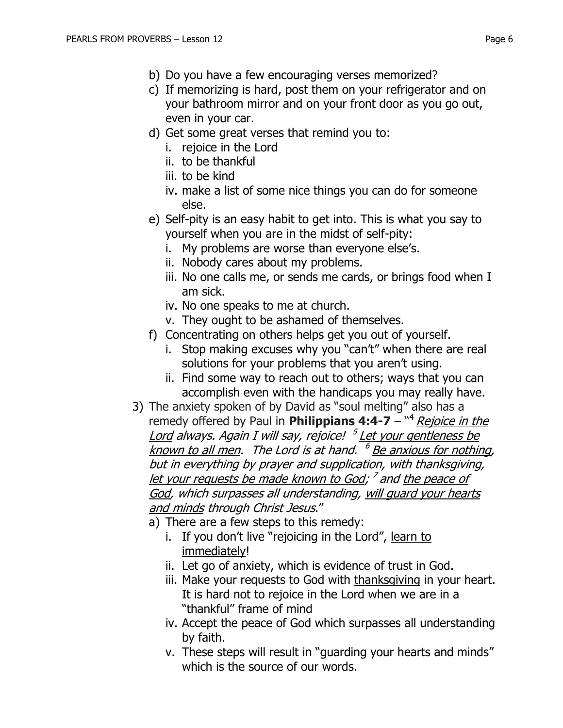b) Do you have a few encouraging verses memorized?

c) If memorizing is hard, post them on your refrigerator and on your bathroom mirror and on your front door as you go out, even in your car.

d) Get some great verses that remind you to:
   i. rejoice in the Lord
   ii. to be thankful
   iii. to be kind
   iv. make a list of some nice things you can do for someone else.

e) Self-pity is an easy habit to get into. This is what you say to yourself when you are in the midst of self-pity:
   i. My problems are worse than everyone else's.
   ii. Nobody cares about my problems.
   iii. No one calls me, or sends me cards, or brings food when I am sick.
   iv. No one speaks to me at church.
   v. They ought to be ashamed of themselves.

f) Concentrating on others helps get you out of yourself.
   i. Stop making excuses why you "can't" when there are real solutions for your problems that you aren't using.
   ii. Find some way to reach out to others; ways that you can accomplish even with the handicaps you may really have.

3) The anxiety spoken of by David as "soul melting" also has a remedy offered by Paul in **Philippians 4:4-7** – "[4] *<u>Rejoice in the Lord</u> always. Again I will say, rejoice! [5] <u>Let your gentleness be known to all men</u>. The Lord is at hand. [6] <u>Be anxious for nothing</u>, but in everything by prayer and supplication, with thanksgiving, <u>let your requests be made known to God</u>; [7] and <u>the peace of God</u>, which surpasses all understanding, <u>will guard your hearts and minds</u> through Christ Jesus*."

   a) There are a few steps to this remedy:
      i. If you don't live "rejoicing in the Lord", <u>learn to immediately</u>!
      ii. Let go of anxiety, which is evidence of trust in God.
      iii. Make your requests to God with <u>thanksgiving</u> in your heart. It is hard not to rejoice in the Lord when we are in a "thankful" frame of mind
      iv. Accept the peace of God which surpasses all understanding by faith.
      v. These steps will result in "guarding your hearts and minds" which is the source of our words.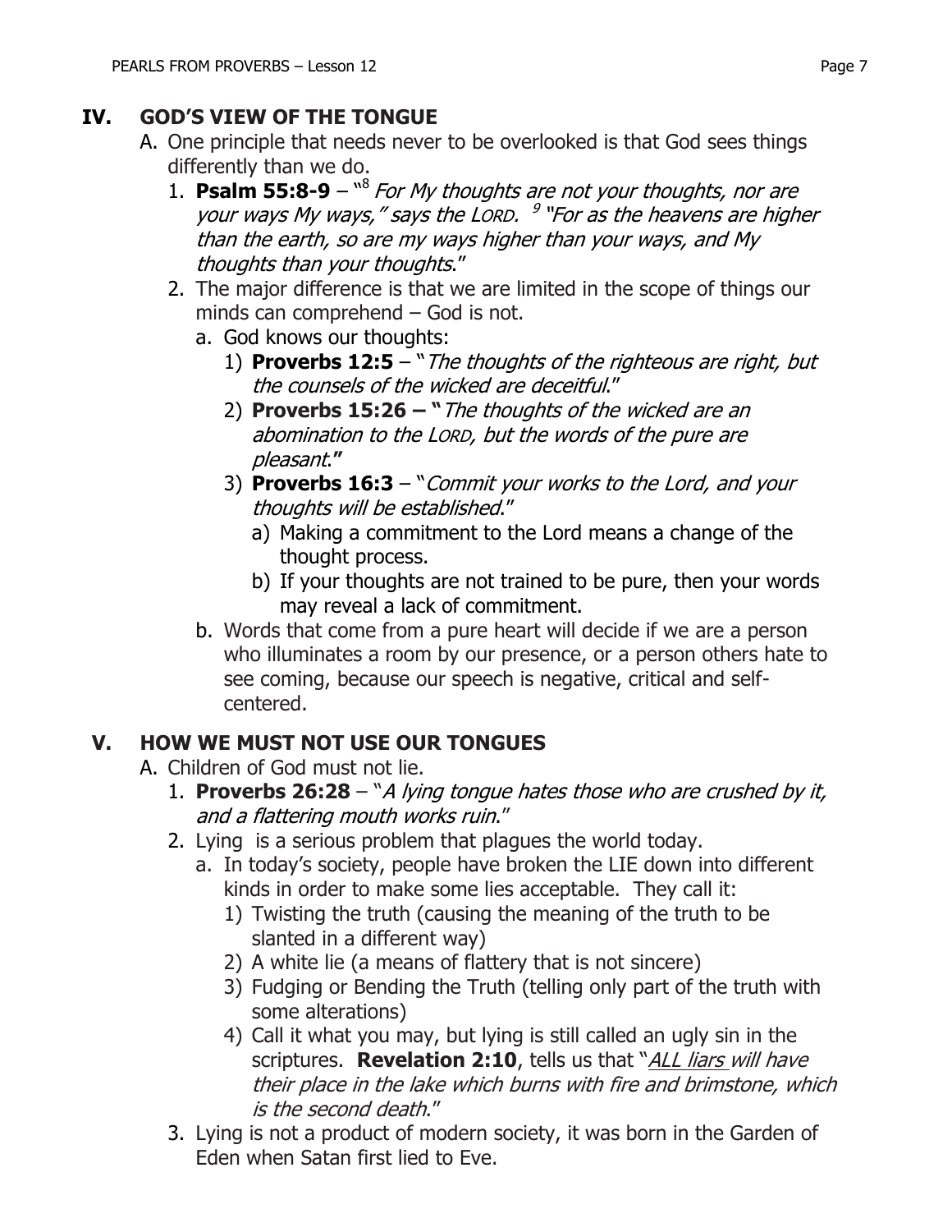## IV. GOD'S VIEW OF THE TONGUE

A. One principle that needs never to be overlooked is that God sees things differently than we do.

1. **Psalm 55:8-9** – "[8] *For My thoughts are not your thoughts, nor are your ways My ways," says the LORD. [9] "For as the heavens are higher than the earth, so are my ways higher than your ways, and My thoughts than your thoughts*."
2. The major difference is that we are limited in the scope of things our minds can comprehend – God is not.
   a. God knows our thoughts:
      1) **Proverbs 12:5** – "*The thoughts of the righteous are right, but the counsels of the wicked are deceitful*."
      2) **Proverbs 15:26 – "***The thoughts of the wicked are an abomination to the LORD, but the words of the pure are pleasant***."**
      3) **Proverbs 16:3** – "*Commit your works to the Lord, and your thoughts will be established*."
         a) Making a commitment to the Lord means a change of the thought process.
         b) If your thoughts are not trained to be pure, then your words may reveal a lack of commitment.
   b. Words that come from a pure heart will decide if we are a person who illuminates a room by our presence, or a person others hate to see coming, because our speech is negative, critical and self-centered.

## V. HOW WE MUST NOT USE OUR TONGUES

A. Children of God must not lie.

1. **Proverbs 26:28** – "*A lying tongue hates those who are crushed by it, and a flattering mouth works ruin*."
2. Lying is a serious problem that plagues the world today.
   a. In today's society, people have broken the LIE down into different kinds in order to make some lies acceptable. They call it:
      1) Twisting the truth (causing the meaning of the truth to be slanted in a different way)
      2) A white lie (a means of flattery that is not sincere)
      3) Fudging or Bending the Truth (telling only part of the truth with some alterations)
      4) Call it what you may, but lying is still called an ugly sin in the scriptures. **Revelation 2:10**, tells us that "*ALL liars will have their place in the lake which burns with fire and brimstone, which is the second death*."
3. Lying is not a product of modern society, it was born in the Garden of Eden when Satan first lied to Eve.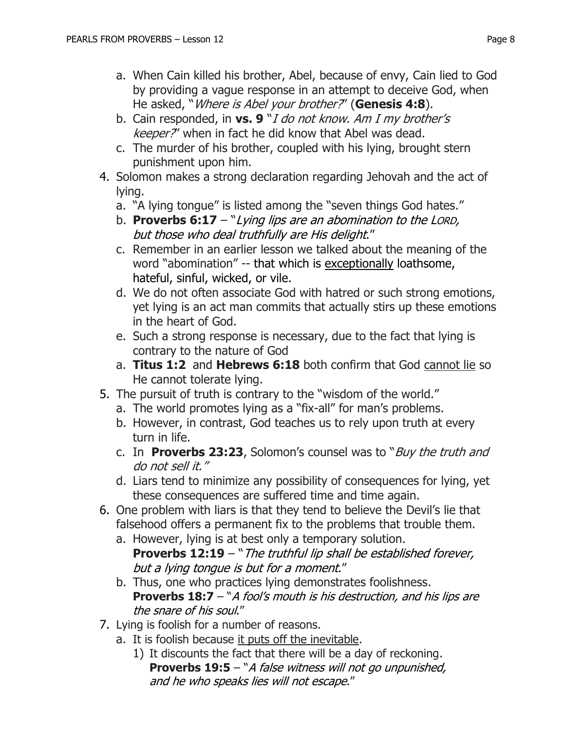a. When Cain killed his brother, Abel, because of envy, Cain lied to God by providing a vague response in an attempt to deceive God, when He asked, "*Where is Abel your brother?*" (**Genesis 4:8**).
b. Cain responded, in **vs. 9** "*I do not know. Am I my brother's keeper?*" when in fact he did know that Abel was dead.
c. The murder of his brother, coupled with his lying, brought stern punishment upon him.

4. Solomon makes a strong declaration regarding Jehovah and the act of lying.
   a. "A lying tongue" is listed among the "seven things God hates."
   b. **Proverbs 6:17** – "*Lying lips are an abomination to the LORD, but those who deal truthfully are His delight*."
   c. Remember in an earlier lesson we talked about the meaning of the word "abomination" -- that which is <u>exceptionally</u> loathsome, hateful, sinful, wicked, or vile.
   d. We do not often associate God with hatred or such strong emotions, yet lying is an act man commits that actually stirs up these emotions in the heart of God.
   e. Such a strong response is necessary, due to the fact that lying is contrary to the nature of God
   a. **Titus 1:2** and **Hebrews 6:18** both confirm that God <u>cannot lie</u> so He cannot tolerate lying.

5. The pursuit of truth is contrary to the "wisdom of the world."
   a. The world promotes lying as a "fix-all" for man's problems.
   b. However, in contrast, God teaches us to rely upon truth at every turn in life.
   c. In **Proverbs 23:23**, Solomon's counsel was to "*Buy the truth and do not sell it.*"
   d. Liars tend to minimize any possibility of consequences for lying, yet these consequences are suffered time and time again.

6. One problem with liars is that they tend to believe the Devil's lie that falsehood offers a permanent fix to the problems that trouble them.
   a. However, lying is at best only a temporary solution. **Proverbs 12:19** – "*The truthful lip shall be established forever, but a lying tongue is but for a moment*."
   b. Thus, one who practices lying demonstrates foolishness. **Proverbs 18:7** – "*A fool's mouth is his destruction, and his lips are the snare of his soul*."

7. Lying is foolish for a number of reasons.
   a. It is foolish because <u>it puts off the inevitable</u>.
      1) It discounts the fact that there will be a day of reckoning. **Proverbs 19:5** – "*A false witness will not go unpunished, and he who speaks lies will not escape*."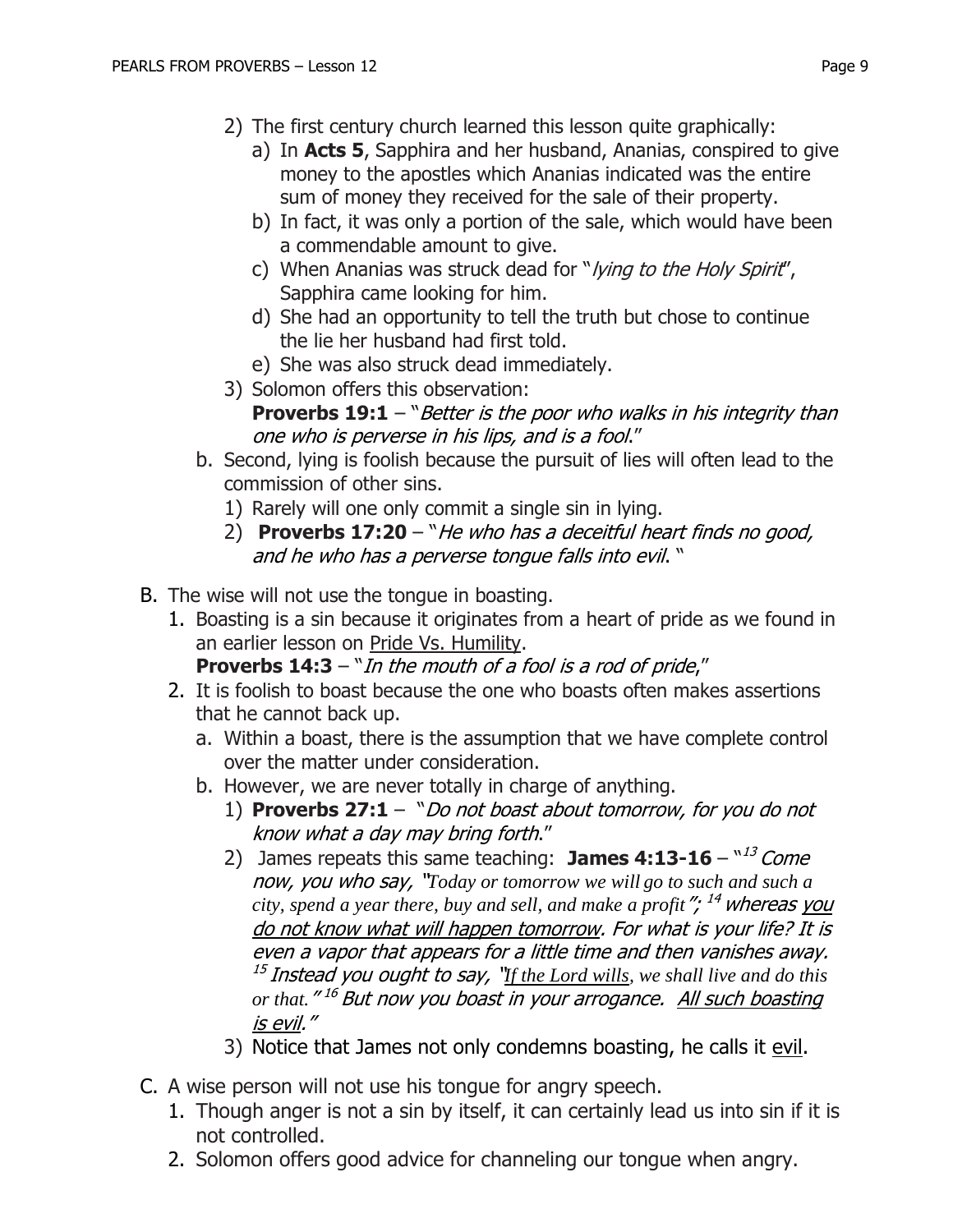2) The first century church learned this lesson quite graphically:

   a) In **Acts 5**, Sapphira and her husband, Ananias, conspired to give money to the apostles which Ananias indicated was the entire sum of money they received for the sale of their property.

   b) In fact, it was only a portion of the sale, which would have been a commendable amount to give.

   c) When Ananias was struck dead for "*lying to the Holy Spirit*", Sapphira came looking for him.

   d) She had an opportunity to tell the truth but chose to continue the lie her husband had first told.

   e) She was also struck dead immediately.

3) Solomon offers this observation:
   **Proverbs 19:1** – "*Better is the poor who walks in his integrity than one who is perverse in his lips, and is a fool*."

b. Second, lying is foolish because the pursuit of lies will often lead to the commission of other sins.

   1) Rarely will one only commit a single sin in lying.

   2) **Proverbs 17:20** – "*He who has a deceitful heart finds no good, and he who has a perverse tongue falls into evil*. "

B. The wise will not use the tongue in boasting.

   1. Boasting is a sin because it originates from a heart of pride as we found in an earlier lesson on <u>Pride Vs. Humility</u>.
      **Proverbs 14:3** – "*In the mouth of a fool is a rod of pride*,"

   2. It is foolish to boast because the one who boasts often makes assertions that he cannot back up.

      a. Within a boast, there is the assumption that we have complete control over the matter under consideration.

      b. However, we are never totally in charge of anything.

         1) **Proverbs 27:1** – "*Do not boast about tomorrow, for you do not know what a day may bring forth*."

         2) James repeats this same teaching: **James 4:13-16** – "[13] *Come now, you who say, "Today or tomorrow we will go to such and such a city, spend a year there, buy and sell, and make a profit"; [14] whereas <u>you do not know what will happen tomorrow</u>. For what is your life? It is even a vapor that appears for a little time and then vanishes away. [15] Instead you ought to say, "<u>If the Lord wills</u>, we shall live and do this or that." [16] But now you boast in your arrogance. <u>All such boasting is evil</u>."*

         3) Notice that James not only condemns boasting, he calls it <u>evil</u>.

C. A wise person will not use his tongue for angry speech.

   1. Though anger is not a sin by itself, it can certainly lead us into sin if it is not controlled.

   2. Solomon offers good advice for channeling our tongue when angry.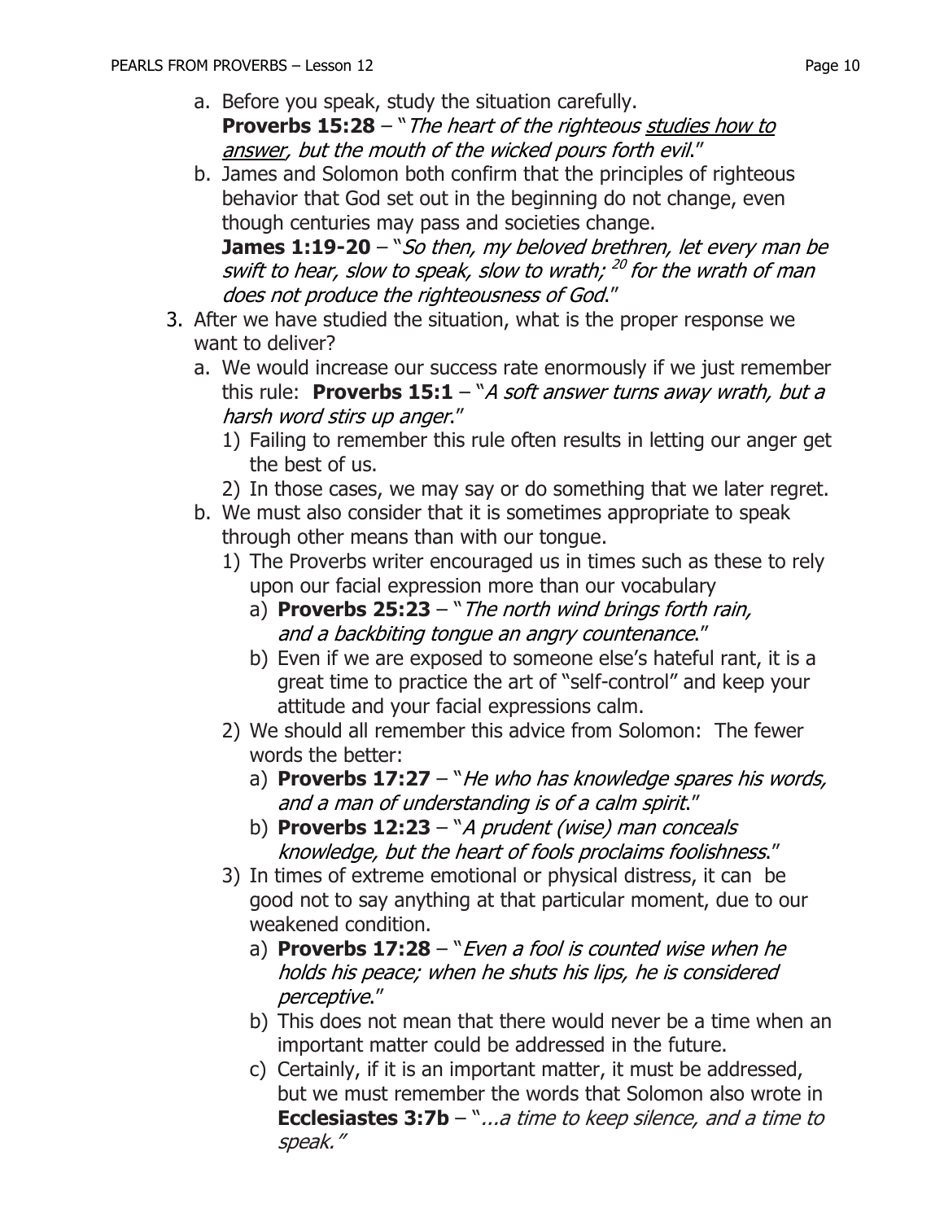a. Before you speak, study the situation carefully.
   **Proverbs 15:28** – "*The heart of the righteous <u>studies how to answer</u>, but the mouth of the wicked pours forth evil*."
b. James and Solomon both confirm that the principles of righteous behavior that God set out in the beginning do not change, even though centuries may pass and societies change.
   **James 1:19-20** – "*So then, my beloved brethren, let every man be swift to hear, slow to speak, slow to wrath; [20] for the wrath of man does not produce the righteousness of God*."

3. After we have studied the situation, what is the proper response we want to deliver?
   a. We would increase our success rate enormously if we just remember this rule: **Proverbs 15:1** – "*A soft answer turns away wrath, but a harsh word stirs up anger*."
      1) Failing to remember this rule often results in letting our anger get the best of us.
      2) In those cases, we may say or do something that we later regret.
   b. We must also consider that it is sometimes appropriate to speak through other means than with our tongue.
      1) The Proverbs writer encouraged us in times such as these to rely upon our facial expression more than our vocabulary
         a) **Proverbs 25:23** – "*The north wind brings forth rain, and a backbiting tongue an angry countenance*."
         b) Even if we are exposed to someone else's hateful rant, it is a great time to practice the art of "self-control" and keep your attitude and your facial expressions calm.
      2) We should all remember this advice from Solomon: The fewer words the better:
         a) **Proverbs 17:27** – "*He who has knowledge spares his words, and a man of understanding is of a calm spirit*."
         b) **Proverbs 12:23** – "*A prudent (wise) man conceals knowledge, but the heart of fools proclaims foolishness*."
      3) In times of extreme emotional or physical distress, it can be good not to say anything at that particular moment, due to our weakened condition.
         a) **Proverbs 17:28** – "*Even a fool is counted wise when he holds his peace; when he shuts his lips, he is considered perceptive*."
         b) This does not mean that there would never be a time when an important matter could be addressed in the future.
         c) Certainly, if it is an important matter, it must be addressed, but we must remember the words that Solomon also wrote in **Ecclesiastes 3:7b** – "*...a time to keep silence, and a time to speak.*"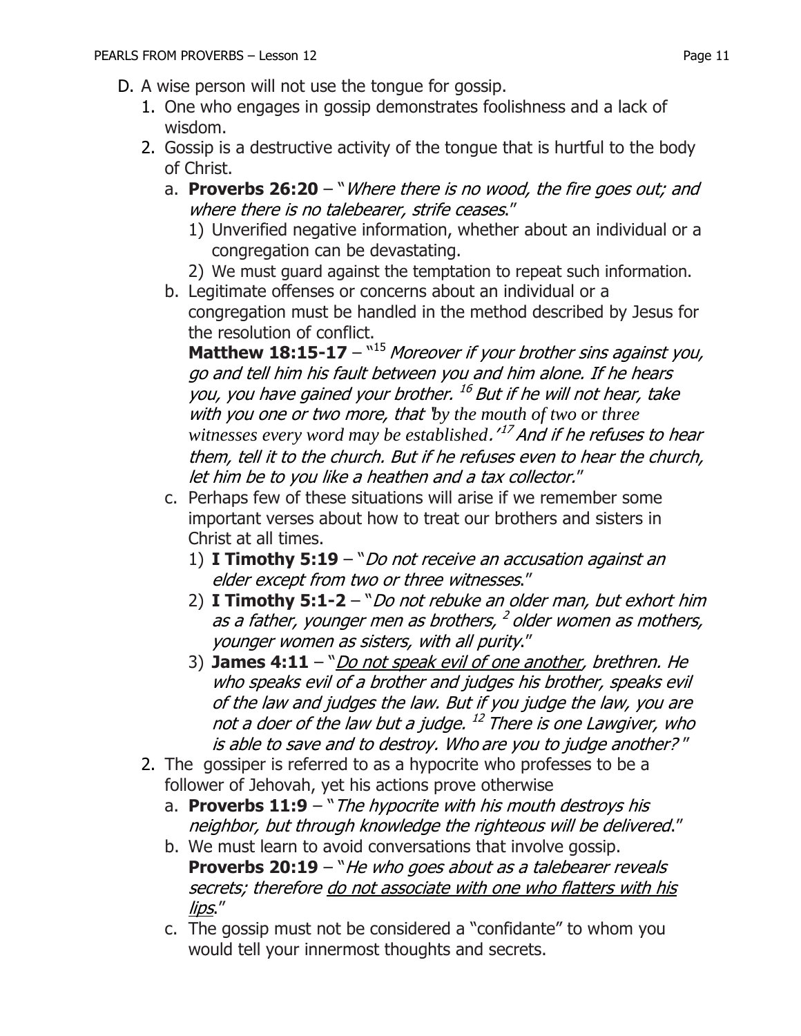D. A wise person will not use the tongue for gossip.

1. One who engages in gossip demonstrates foolishness and a lack of wisdom.
2. Gossip is a destructive activity of the tongue that is hurtful to the body of Christ.
   a. **Proverbs 26:20** – "*Where there is no wood, the fire goes out; and where there is no talebearer, strife ceases*."
      1) Unverified negative information, whether about an individual or a congregation can be devastating.
      2) We must guard against the temptation to repeat such information.

   b. Legitimate offenses or concerns about an individual or a congregation must be handled in the method described by Jesus for the resolution of conflict.
   **Matthew 18:15-17** – "[15] *Moreover if your brother sins against you, go and tell him his fault between you and him alone. If he hears you, you have gained your brother.* [16] *But if he will not hear, take with you one or two more, that 'by the mouth of two or three witnesses every word may be established.'* [17] *And if he refuses to hear them, tell it to the church. But if he refuses even to hear the church, let him be to you like a heathen and a tax collector.*"

   c. Perhaps few of these situations will arise if we remember some important verses about how to treat our brothers and sisters in Christ at all times.
      1) **I Timothy 5:19** – "*Do not receive an accusation against an elder except from two or three witnesses*."
      2) **I Timothy 5:1-2** – "*Do not rebuke an older man, but exhort him as a father, younger men as brothers,* [2] *older women as mothers, younger women as sisters, with all purity*."
      3) **James 4:11** – "*<u>Do not speak evil of one another</u>, brethren. He who speaks evil of a brother and judges his brother, speaks evil of the law and judges the law. But if you judge the law, you are not a doer of the law but a judge.* [12] *There is one Lawgiver, who is able to save and to destroy. Who are you to judge another?*"

2. The gossiper is referred to as a hypocrite who professes to be a follower of Jehovah, yet his actions prove otherwise
   a. **Proverbs 11:9** – "*The hypocrite with his mouth destroys his neighbor, but through knowledge the righteous will be delivered*."
   b. We must learn to avoid conversations that involve gossip.
   **Proverbs 20:19** – "*He who goes about as a talebearer reveals secrets; therefore <u>do not associate with one who flatters with his lips</u>*."
   c. The gossip must not be considered a "confidante" to whom you would tell your innermost thoughts and secrets.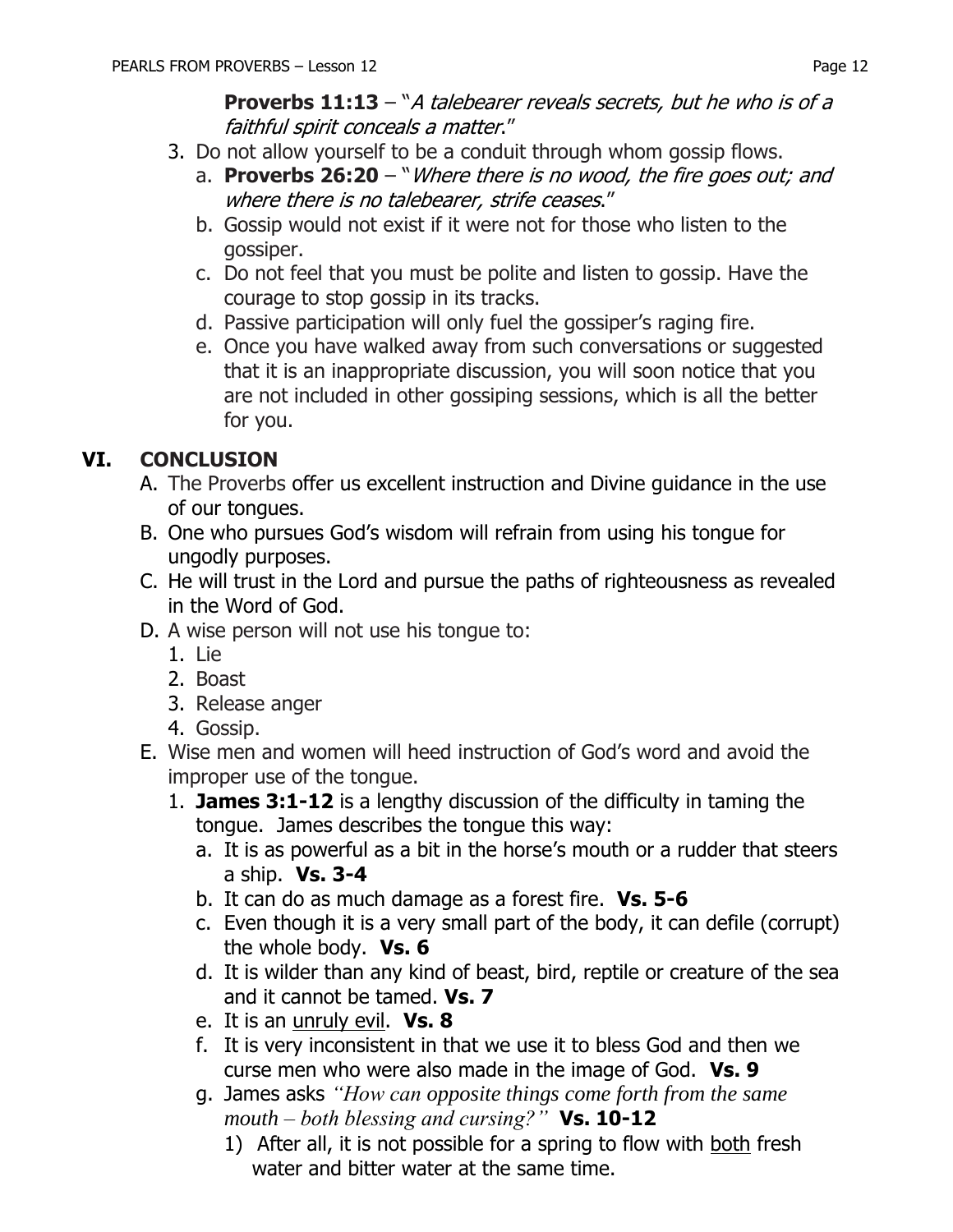**Proverbs 11:13** – "*A talebearer reveals secrets, but he who is of a faithful spirit conceals a matter*."

3. Do not allow yourself to be a conduit through whom gossip flows.
   a. **Proverbs 26:20** – "*Where there is no wood, the fire goes out; and where there is no talebearer, strife ceases*."
   b. Gossip would not exist if it were not for those who listen to the gossiper.
   c. Do not feel that you must be polite and listen to gossip. Have the courage to stop gossip in its tracks.
   d. Passive participation will only fuel the gossiper's raging fire.
   e. Once you have walked away from such conversations or suggested that it is an inappropriate discussion, you will soon notice that you are not included in other gossiping sessions, which is all the better for you.

## VI. CONCLUSION

A. The Proverbs offer us excellent instruction and Divine guidance in the use of our tongues.

B. One who pursues God's wisdom will refrain from using his tongue for ungodly purposes.

C. He will trust in the Lord and pursue the paths of righteousness as revealed in the Word of God.

D. A wise person will not use his tongue to:
   1. Lie
   2. Boast
   3. Release anger
   4. Gossip.

E. Wise men and women will heed instruction of God's word and avoid the improper use of the tongue.
   1. **James 3:1-12** is a lengthy discussion of the difficulty in taming the tongue. James describes the tongue this way:
      a. It is as powerful as a bit in the horse's mouth or a rudder that steers a ship. **Vs. 3-4**
      b. It can do as much damage as a forest fire. **Vs. 5-6**
      c. Even though it is a very small part of the body, it can defile (corrupt) the whole body. **Vs. 6**
      d. It is wilder than any kind of beast, bird, reptile or creature of the sea and it cannot be tamed. **Vs. 7**
      e. It is an unruly evil. **Vs. 8**
      f. It is very inconsistent in that we use it to bless God and then we curse men who were also made in the image of God. **Vs. 9**
      g. James asks *"How can opposite things come forth from the same mouth – both blessing and cursing?"* **Vs. 10-12**
         1) After all, it is not possible for a spring to flow with both fresh water and bitter water at the same time.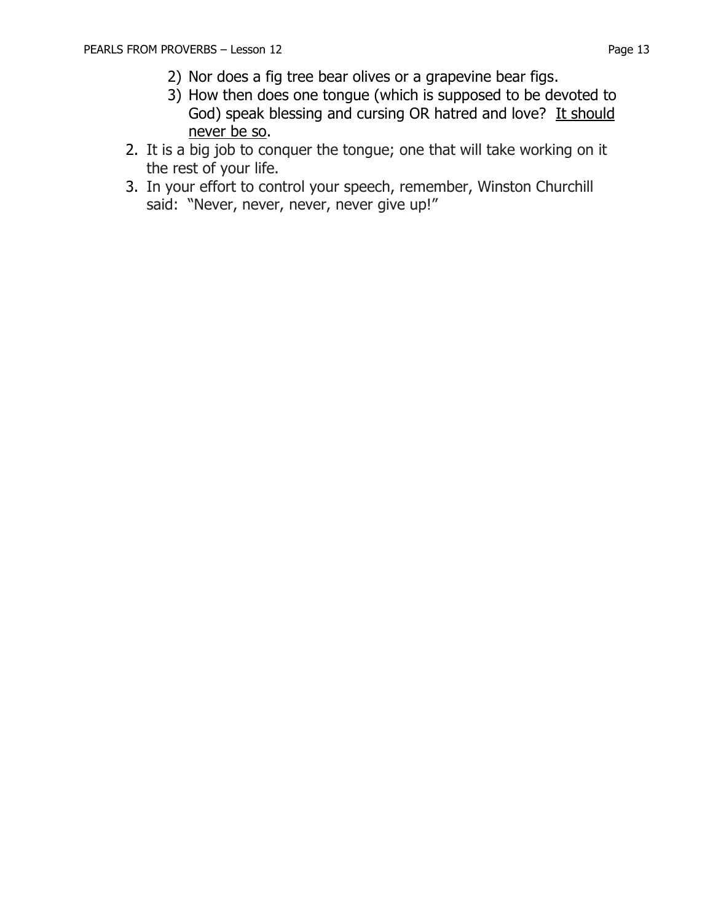2) Nor does a fig tree bear olives or a grapevine bear figs.
   3) How then does one tongue (which is supposed to be devoted to God) speak blessing and cursing OR hatred and love? <u>It should never be so</u>.

2. It is a big job to conquer the tongue; one that will take working on it the rest of your life.
3. In your effort to control your speech, remember, Winston Churchill said: "Never, never, never, never give up!"